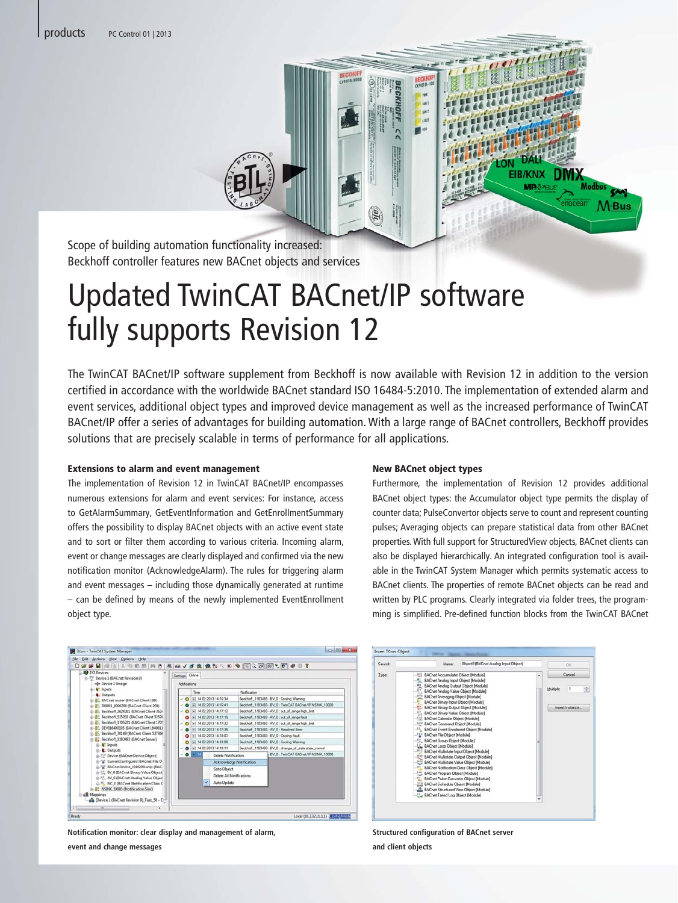Scope of building automation functionality increased:
Beckhoff controller features new BACnet objects and services

# Updated TwinCAT BACnet/IP software fully supports Revision 12

The TwinCAT BACnet/IP software supplement from Beckhoff is now available with Revision 12 in addition to the version certified in accordance with the worldwide BACnet standard ISO 16484-5:2010. The implementation of extended alarm and event services, additional object types and improved device management as well as the increased performance of TwinCAT BACnet/IP offer a series of advantages for building automation. With a large range of BACnet controllers, Beckhoff provides solutions that are precisely scalable in terms of performance for all applications.

### Extensions to alarm and event management

The implementation of Revision 12 in TwinCAT BACnet/IP encompasses numerous extensions for alarm and event services: For instance, access to GetAlarmSummary, GetEventInformation and GetEnrollmentSummary offers the possibility to display BACnet objects with an active event state and to sort or filter them according to various criteria. Incoming alarm, event or change messages are clearly displayed and confirmed via the new notification monitor (AcknowledgeAlarm). The rules for triggering alarm and event messages – including those dynamically generated at runtime – can be defined by means of the newly implemented EventEnrollment object type.

### New BACnet object types

Furthermore, the implementation of Revision 12 provides additional BACnet object types: the Accumulator object type permits the display of counter data; PulseConvertor objects serve to count and represent counting pulses; Averaging objects can prepare statistical data from other BACnet properties. With full support for StructuredView objects, BACnet clients can also be displayed hierarchically. An integrated configuration tool is available in the TwinCAT System Manager which permits systematic access to BACnet clients. The properties of remote BACnet objects can be read and written by PLC programs. Clearly integrated via folder trees, the programming is simplified. Pre-defined function blocks from the TwinCAT BACnet

**Notification monitor: clear display and management of alarm, event and change messages**

**Structured configuration of BACnet server and client objects**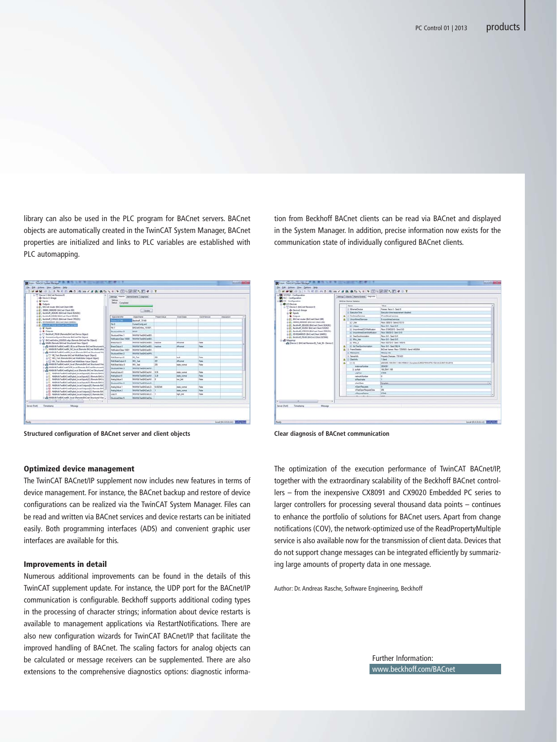library can also be used in the PLC program for BACnet servers. BACnet objects are automatically created in the TwinCAT System Manager, BACnet properties are initialized and links to PLC variables are established with PLC automapping.

tion from Beckhoff BACnet clients can be read via BACnet and displayed in the System Manager. In addition, precise information now exists for the communication state of individually configured BACnet clients.

Structured configuration of BACnet server and client objects

Clear diagnosis of BACnet communication

### Optimized device management

The TwinCAT BACnet/IP supplement now includes new features in terms of device management. For instance, the BACnet backup and restore of device configurations can be realized via the TwinCAT System Manager. Files can be read and written via BACnet services and device restarts can be initiated easily. Both programming interfaces (ADS) and convenient graphic user interfaces are available for this.

### Improvements in detail

Numerous additional improvements can be found in the details of this TwinCAT supplement update. For instance, the UDP port for the BACnet/IP communication is configurable. Beckhoff supports additional coding types in the processing of character strings; information about device restarts is available to management applications via RestartNotifications. There are also new configuration wizards for TwinCAT BACnet/IP that facilitate the improved handling of BACnet. The scaling factors for analog objects can be calculated or message receivers can be supplemented. There are also extensions to the comprehensive diagnostics options: diagnostic information from Beckhoff BACnet clients can be read via BACnet and displayed in the System Manager. In addition, precise information now exists for the communication state of individually configured BACnet clients.

The optimization of the execution performance of TwinCAT BACnet/IP, together with the extraordinary scalability of the Beckhoff BACnet controllers – from the inexpensive CX8091 and CX9020 Embedded PC series to larger controllers for processing several thousand data points – continues to enhance the portfolio of solutions for BACnet users. Apart from change notifications (COV), the network-optimized use of the ReadPropertyMultiple service is also available now for the transmission of client data. Devices that do not support change messages can be integrated efficiently by summarizing large amounts of property data in one message.

Author: Dr. Andreas Rasche, Software Engineering, Beckhoff

Further Information:
www.beckhoff.com/BACnet